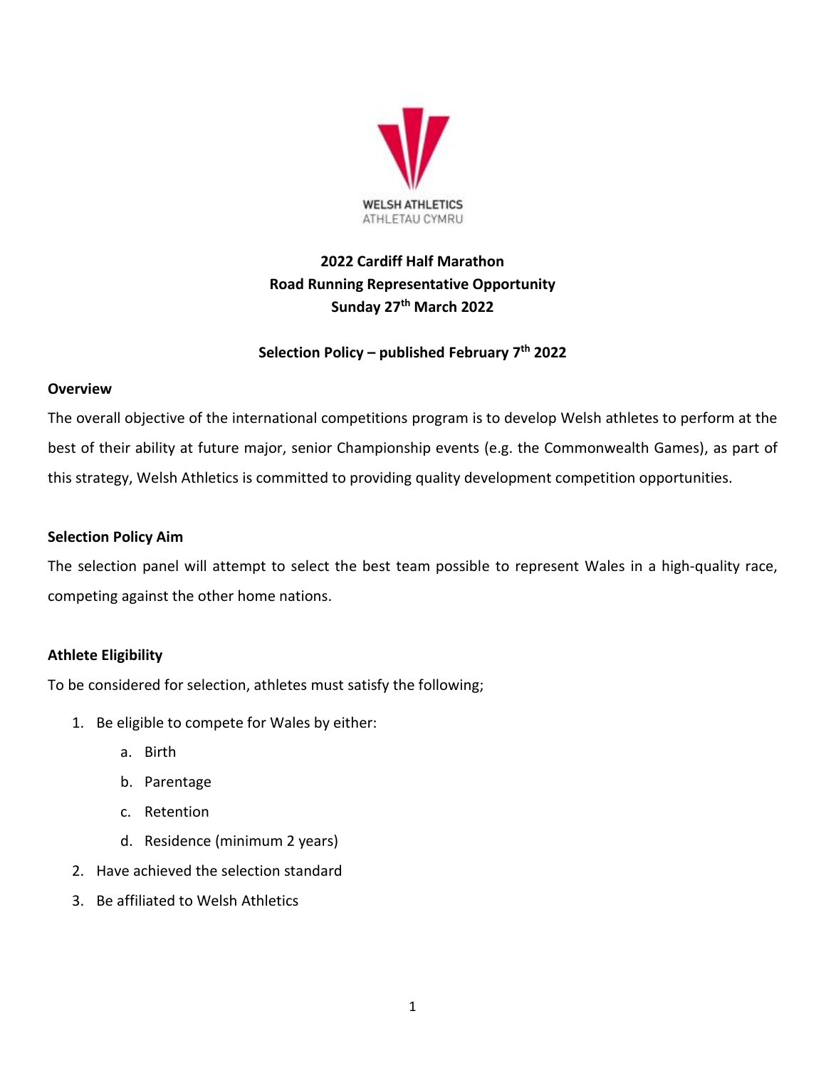WELSH ATHLETICS
ATHLETAU CYMRU

# 2022 Cardiff Half Marathon
# Road Running Representative Opportunity
# Sunday 27th March 2022

## Selection Policy – published February 7th 2022

### Overview

The overall objective of the international competitions program is to develop Welsh athletes to perform at the best of their ability at future major, senior Championship events (e.g. the Commonwealth Games), as part of this strategy, Welsh Athletics is committed to providing quality development competition opportunities.

### Selection Policy Aim

The selection panel will attempt to select the best team possible to represent Wales in a high-quality race, competing against the other home nations.

### Athlete Eligibility

To be considered for selection, athletes must satisfy the following;

1. Be eligible to compete for Wales by either:
    a. Birth
    b. Parentage
    c. Retention
    d. Residence (minimum 2 years)
2. Have achieved the selection standard
3. Be affiliated to Welsh Athletics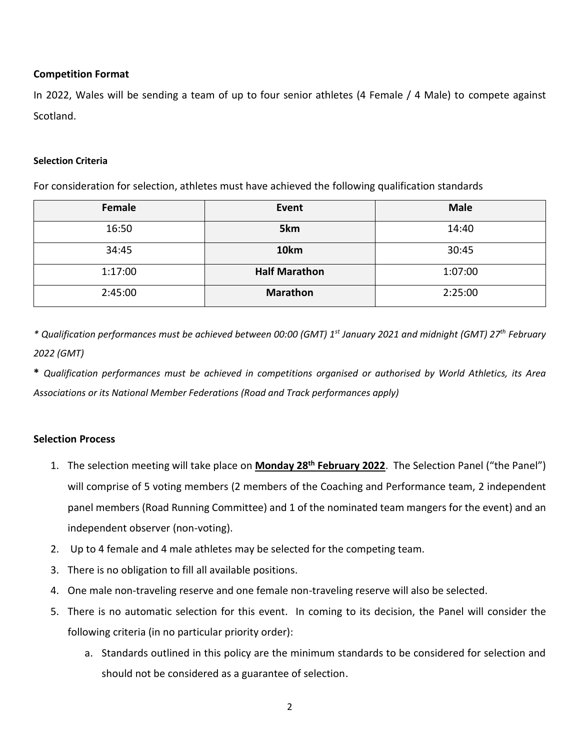## Competition Format

In 2022, Wales will be sending a team of up to four senior athletes (4 Female / 4 Male) to compete against Scotland.

### Selection Criteria

For consideration for selection, athletes must have achieved the following qualification standards

| Female | Event | Male |
|---|---|---|
| 16:50 | **5km** | 14:40 |
| 34:45 | **10km** | 30:45 |
| 1:17:00 | **Half Marathon** | 1:07:00 |
| 2:45:00 | **Marathon** | 2:25:00 |

*\* Qualification performances must be achieved between 00:00 (GMT) 1st January 2021 and midnight (GMT) 27th February 2022 (GMT)*

**\*** *Qualification performances must be achieved in competitions organised or authorised by World Athletics, its Area Associations or its National Member Federations (Road and Track performances apply)*

## Selection Process

1. The selection meeting will take place on **Monday 28th February 2022**. The Selection Panel ("the Panel") will comprise of 5 voting members (2 members of the Coaching and Performance team, 2 independent panel members (Road Running Committee) and 1 of the nominated team mangers for the event) and an independent observer (non-voting).
2. Up to 4 female and 4 male athletes may be selected for the competing team.
3. There is no obligation to fill all available positions.
4. One male non-traveling reserve and one female non-traveling reserve will also be selected.
5. There is no automatic selection for this event. In coming to its decision, the Panel will consider the following criteria (in no particular priority order):
    a. Standards outlined in this policy are the minimum standards to be considered for selection and should not be considered as a guarantee of selection.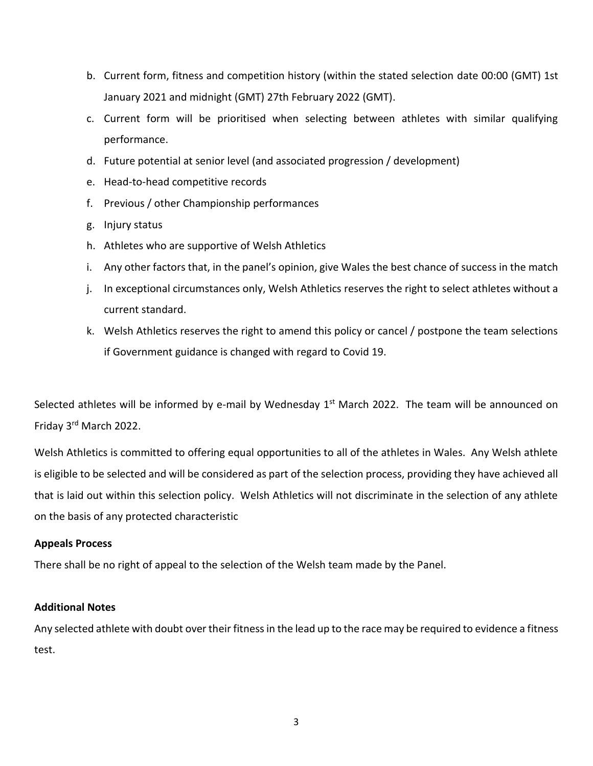b. Current form, fitness and competition history (within the stated selection date 00:00 (GMT) 1st January 2021 and midnight (GMT) 27th February 2022 (GMT).
c. Current form will be prioritised when selecting between athletes with similar qualifying performance.
d. Future potential at senior level (and associated progression / development)
e. Head-to-head competitive records
f. Previous / other Championship performances
g. Injury status
h. Athletes who are supportive of Welsh Athletics
i. Any other factors that, in the panel's opinion, give Wales the best chance of success in the match
j. In exceptional circumstances only, Welsh Athletics reserves the right to select athletes without a current standard.
k. Welsh Athletics reserves the right to amend this policy or cancel / postpone the team selections if Government guidance is changed with regard to Covid 19.

Selected athletes will be informed by e-mail by Wednesday 1st March 2022. The team will be announced on Friday 3rd March 2022.

Welsh Athletics is committed to offering equal opportunities to all of the athletes in Wales. Any Welsh athlete is eligible to be selected and will be considered as part of the selection process, providing they have achieved all that is laid out within this selection policy. Welsh Athletics will not discriminate in the selection of any athlete on the basis of any protected characteristic

**Appeals Process**

There shall be no right of appeal to the selection of the Welsh team made by the Panel.

**Additional Notes**

Any selected athlete with doubt over their fitness in the lead up to the race may be required to evidence a fitness test.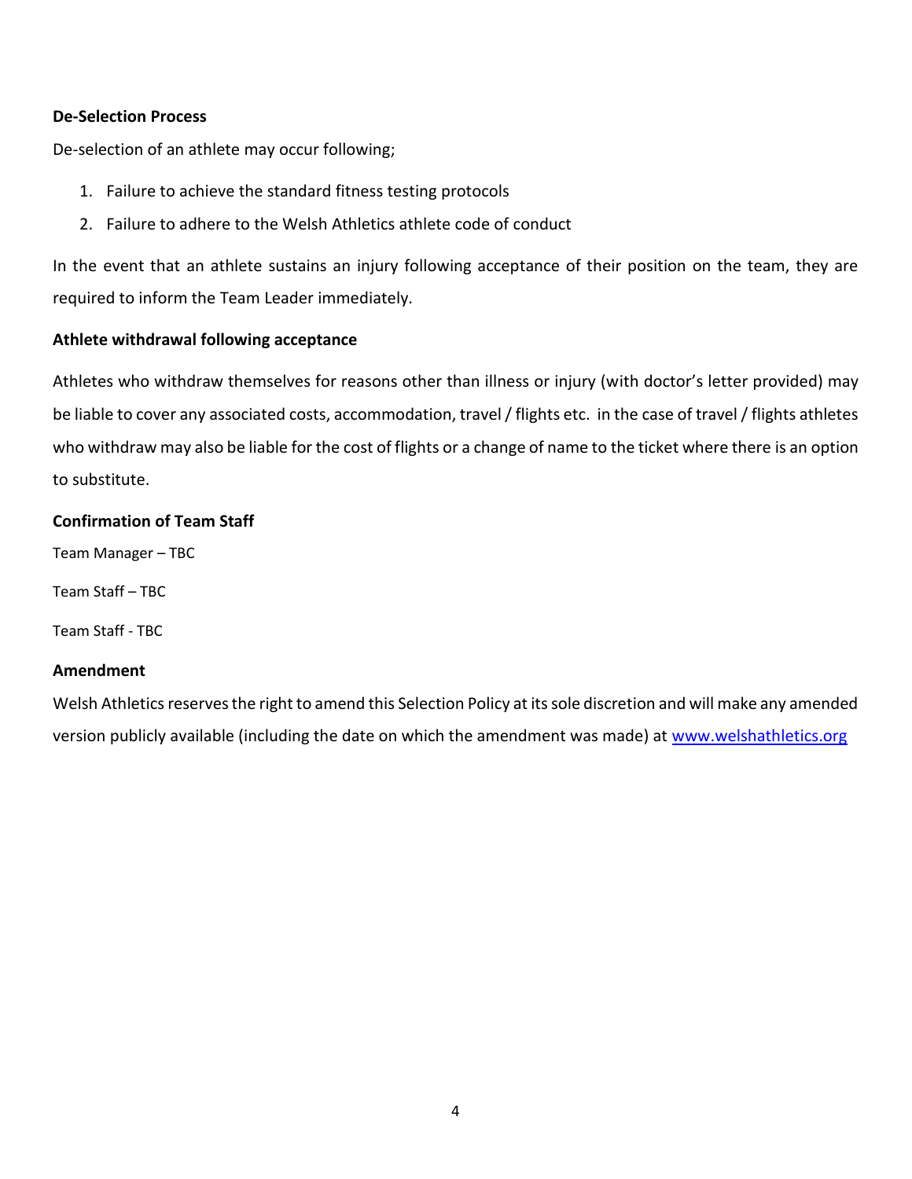**De-Selection Process**

De-selection of an athlete may occur following;

1. Failure to achieve the standard fitness testing protocols
2. Failure to adhere to the Welsh Athletics athlete code of conduct

In the event that an athlete sustains an injury following acceptance of their position on the team, they are required to inform the Team Leader immediately.

**Athlete withdrawal following acceptance**

Athletes who withdraw themselves for reasons other than illness or injury (with doctor's letter provided) may be liable to cover any associated costs, accommodation, travel / flights etc. in the case of travel / flights athletes who withdraw may also be liable for the cost of flights or a change of name to the ticket where there is an option to substitute.

**Confirmation of Team Staff**

Team Manager – TBC

Team Staff – TBC

Team Staff - TBC

**Amendment**

Welsh Athletics reserves the right to amend this Selection Policy at its sole discretion and will make any amended version publicly available (including the date on which the amendment was made) at [www.welshathletics.org](http://www.welshathletics.org)